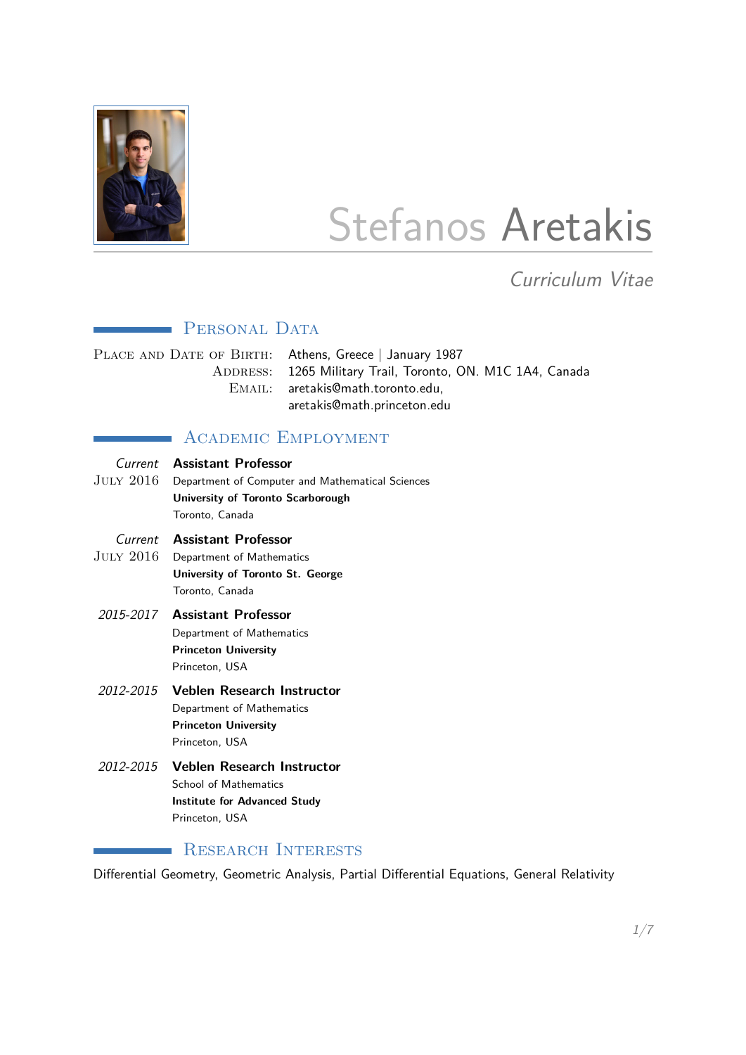# Stefanos Aretakis

*Curriculum Vitae*

## Personal Data

Place and Date of Birth: Athens, Greece | January 1987

Address: 1265 Military Trail, Toronto, ON. M1C 1A4, Canada

Email: aretakis@math.toronto.edu, aretakis@math.princeton.edu

## Academic Employment

*Current*
July 2016
**Assistant Professor**
Department of Computer and Mathematical Sciences
**University of Toronto Scarborough**
Toronto, Canada

*Current*
July 2016
**Assistant Professor**
Department of Mathematics
**University of Toronto St. George**
Toronto, Canada

*2015-2017*
**Assistant Professor**
Department of Mathematics
**Princeton University**
Princeton, USA

*2012-2015*
**Veblen Research Instructor**
Department of Mathematics
**Princeton University**
Princeton, USA

*2012-2015*
**Veblen Research Instructor**
School of Mathematics
**Institute for Advanced Study**
Princeton, USA

## Research Interests

Differential Geometry, Geometric Analysis, Partial Differential Equations, General Relativity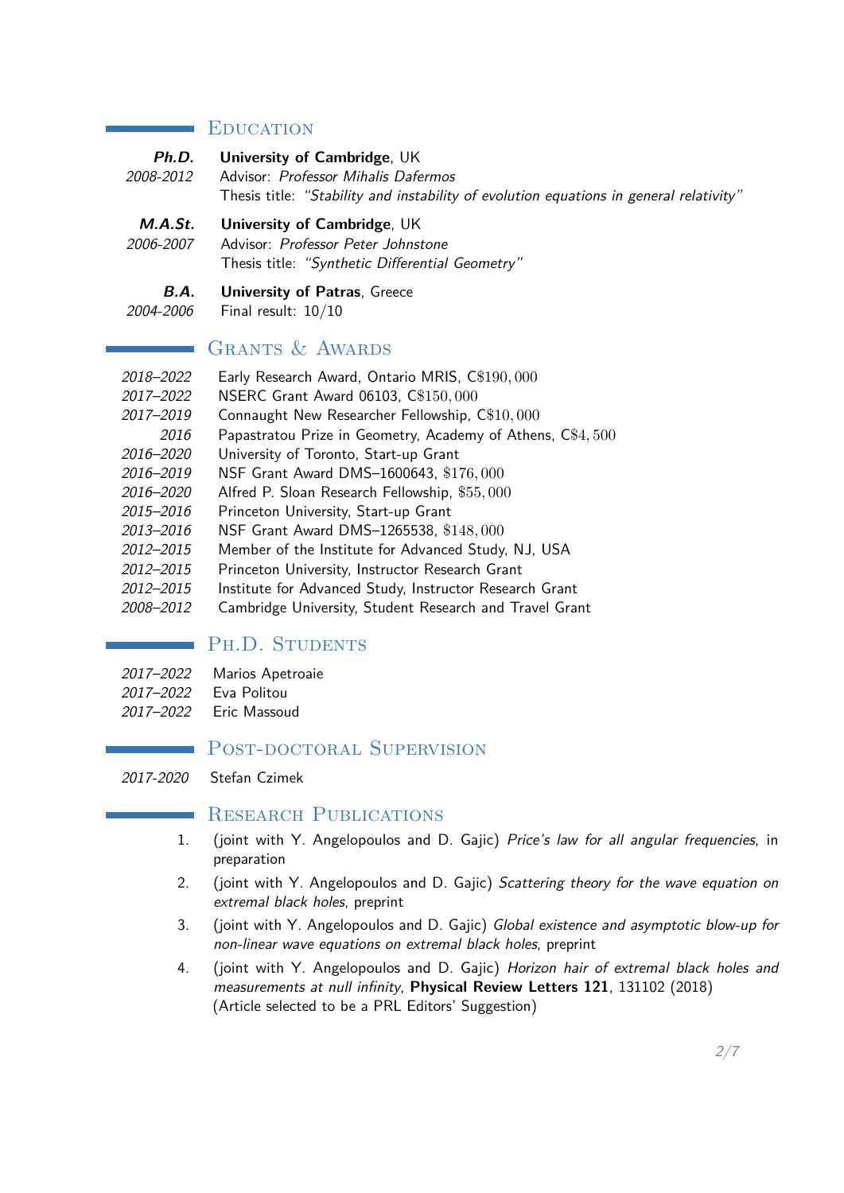## Education

**_Ph.D._** *2008-2012*
**University of Cambridge**, UK
Advisor: *Professor Mihalis Dafermos*
Thesis title: *"Stability and instability of evolution equations in general relativity"*

**_M.A.St._** *2006-2007*
**University of Cambridge**, UK
Advisor: *Professor Peter Johnstone*
Thesis title: *"Synthetic Differential Geometry"*

**_B.A._** *2004-2006*
**University of Patras**, Greece
Final result: $10/10$

## Grants & Awards

*2018–2022* Early Research Award, Ontario MRIS, C$190,000
*2017–2022* NSERC Grant Award 06103, C$150,000
*2017–2019* Connaught New Researcher Fellowship, C$10,000
*2016* Papastratou Prize in Geometry, Academy of Athens, C$4,500
*2016–2020* University of Toronto, Start-up Grant
*2016–2019* NSF Grant Award DMS–1600643, $176,000
*2016–2020* Alfred P. Sloan Research Fellowship, $55,000
*2015–2016* Princeton University, Start-up Grant
*2013–2016* NSF Grant Award DMS–1265538, $148,000
*2012–2015* Member of the Institute for Advanced Study, NJ, USA
*2012–2015* Princeton University, Instructor Research Grant
*2012–2015* Institute for Advanced Study, Instructor Research Grant
*2008–2012* Cambridge University, Student Research and Travel Grant

## Ph.D. Students

*2017–2022* Marios Apetroaie
*2017–2022* Eva Politou
*2017–2022* Eric Massoud

## Post-doctoral Supervision

*2017-2020* Stefan Czimek

## Research Publications

1. (joint with Y. Angelopoulos and D. Gajic) *Price's law for all angular frequencies*, in preparation
2. (joint with Y. Angelopoulos and D. Gajic) *Scattering theory for the wave equation on extremal black holes*, preprint
3. (joint with Y. Angelopoulos and D. Gajic) *Global existence and asymptotic blow-up for non-linear wave equations on extremal black holes*, preprint
4. (joint with Y. Angelopoulos and D. Gajic) *Horizon hair of extremal black holes and measurements at null infinity*, **Physical Review Letters 121**, 131102 (2018) (Article selected to be a PRL Editors' Suggestion)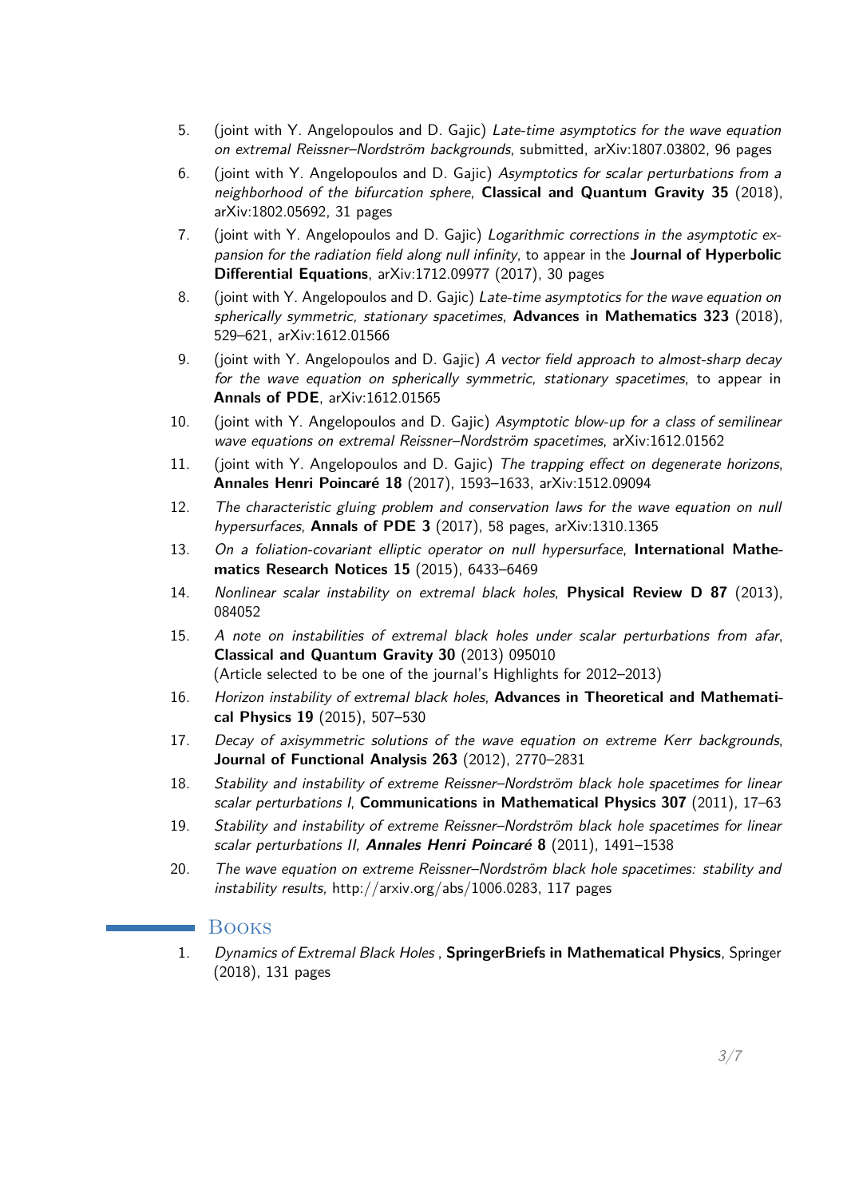5. (joint with Y. Angelopoulos and D. Gajic) *Late-time asymptotics for the wave equation on extremal Reissner–Nordström backgrounds*, submitted, arXiv:1807.03802, 96 pages
6. (joint with Y. Angelopoulos and D. Gajic) *Asymptotics for scalar perturbations from a neighborhood of the bifurcation sphere*, **Classical and Quantum Gravity 35** (2018), arXiv:1802.05692, 31 pages
7. (joint with Y. Angelopoulos and D. Gajic) *Logarithmic corrections in the asymptotic expansion for the radiation field along null infinity*, to appear in the **Journal of Hyperbolic Differential Equations**, arXiv:1712.09977 (2017), 30 pages
8. (joint with Y. Angelopoulos and D. Gajic) *Late-time asymptotics for the wave equation on spherically symmetric, stationary spacetimes*, **Advances in Mathematics 323** (2018), 529–621, arXiv:1612.01566
9. (joint with Y. Angelopoulos and D. Gajic) *A vector field approach to almost-sharp decay for the wave equation on spherically symmetric, stationary spacetimes*, to appear in **Annals of PDE**, arXiv:1612.01565
10. (joint with Y. Angelopoulos and D. Gajic) *Asymptotic blow-up for a class of semilinear wave equations on extremal Reissner–Nordström spacetimes*, arXiv:1612.01562
11. (joint with Y. Angelopoulos and D. Gajic) *The trapping effect on degenerate horizons*, **Annales Henri Poincaré 18** (2017), 1593–1633, arXiv:1512.09094
12. *The characteristic gluing problem and conservation laws for the wave equation on null hypersurfaces*, **Annals of PDE 3** (2017), 58 pages, arXiv:1310.1365
13. *On a foliation-covariant elliptic operator on null hypersurface*, **International Mathematics Research Notices 15** (2015), 6433–6469
14. *Nonlinear scalar instability on extremal black holes*, **Physical Review D 87** (2013), 084052
15. *A note on instabilities of extremal black holes under scalar perturbations from afar*, **Classical and Quantum Gravity 30** (2013) 095010
(Article selected to be one of the journal's Highlights for 2012–2013)
16. *Horizon instability of extremal black holes*, **Advances in Theoretical and Mathematical Physics 19** (2015), 507–530
17. *Decay of axisymmetric solutions of the wave equation on extreme Kerr backgrounds*, **Journal of Functional Analysis 263** (2012), 2770–2831
18. *Stability and instability of extreme Reissner–Nordström black hole spacetimes for linear scalar perturbations I*, **Communications in Mathematical Physics 307** (2011), 17–63
19. *Stability and instability of extreme Reissner–Nordström black hole spacetimes for linear scalar perturbations II,* ***Annales Henri Poincaré*** **8** (2011), 1491–1538
20. *The wave equation on extreme Reissner–Nordström black hole spacetimes: stability and instability results*, http://arxiv.org/abs/1006.0283, 117 pages

## Books

1. *Dynamics of Extremal Black Holes* , **SpringerBriefs in Mathematical Physics**, Springer (2018), 131 pages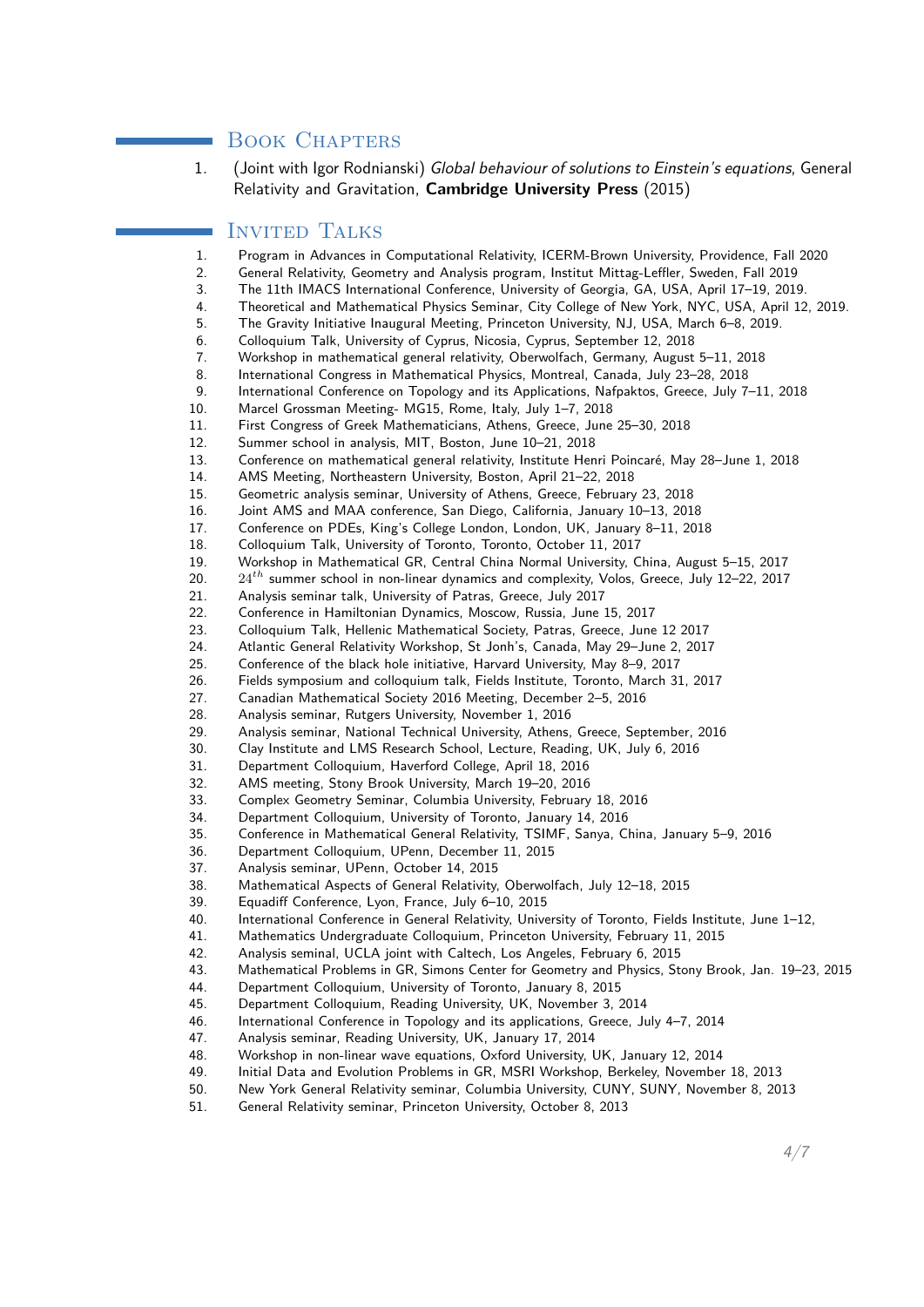## Book Chapters

1. (Joint with Igor Rodnianski) *Global behaviour of solutions to Einstein's equations*, General Relativity and Gravitation, **Cambridge University Press** (2015)

## Invited Talks

1. Program in Advances in Computational Relativity, ICERM-Brown University, Providence, Fall 2020
2. General Relativity, Geometry and Analysis program, Institut Mittag-Leffler, Sweden, Fall 2019
3. The 11th IMACS International Conference, University of Georgia, GA, USA, April 17–19, 2019.
4. Theoretical and Mathematical Physics Seminar, City College of New York, NYC, USA, April 12, 2019.
5. The Gravity Initiative Inaugural Meeting, Princeton University, NJ, USA, March 6–8, 2019.
6. Colloquium Talk, University of Cyprus, Nicosia, Cyprus, September 12, 2018
7. Workshop in mathematical general relativity, Oberwolfach, Germany, August 5–11, 2018
8. International Congress in Mathematical Physics, Montreal, Canada, July 23–28, 2018
9. International Conference on Topology and its Applications, Nafpaktos, Greece, July 7–11, 2018
10. Marcel Grossman Meeting- MG15, Rome, Italy, July 1–7, 2018
11. First Congress of Greek Mathematicians, Athens, Greece, June 25–30, 2018
12. Summer school in analysis, MIT, Boston, June 10–21, 2018
13. Conference on mathematical general relativity, Institute Henri Poincaré, May 28–June 1, 2018
14. AMS Meeting, Northeastern University, Boston, April 21–22, 2018
15. Geometric analysis seminar, University of Athens, Greece, February 23, 2018
16. Joint AMS and MAA conference, San Diego, California, January 10–13, 2018
17. Conference on PDEs, King's College London, London, UK, January 8–11, 2018
18. Colloquium Talk, University of Toronto, Toronto, October 11, 2017
19. Workshop in Mathematical GR, Central China Normal University, China, August 5–15, 2017
20. $24^{th}$ summer school in non-linear dynamics and complexity, Volos, Greece, July 12–22, 2017
21. Analysis seminar talk, University of Patras, Greece, July 2017
22. Conference in Hamiltonian Dynamics, Moscow, Russia, June 15, 2017
23. Colloquium Talk, Hellenic Mathematical Society, Patras, Greece, June 12 2017
24. Atlantic General Relativity Workshop, St Jonh's, Canada, May 29–June 2, 2017
25. Conference of the black hole initiative, Harvard University, May 8–9, 2017
26. Fields symposium and colloquium talk, Fields Institute, Toronto, March 31, 2017
27. Canadian Mathematical Society 2016 Meeting, December 2–5, 2016
28. Analysis seminar, Rutgers University, November 1, 2016
29. Analysis seminar, National Technical University, Athens, Greece, September, 2016
30. Clay Institute and LMS Research School, Lecture, Reading, UK, July 6, 2016
31. Department Colloquium, Haverford College, April 18, 2016
32. AMS meeting, Stony Brook University, March 19–20, 2016
33. Complex Geometry Seminar, Columbia University, February 18, 2016
34. Department Colloquium, University of Toronto, January 14, 2016
35. Conference in Mathematical General Relativity, TSIMF, Sanya, China, January 5–9, 2016
36. Department Colloquium, UPenn, December 11, 2015
37. Analysis seminar, UPenn, October 14, 2015
38. Mathematical Aspects of General Relativity, Oberwolfach, July 12–18, 2015
39. Equadiff Conference, Lyon, France, July 6–10, 2015
40. International Conference in General Relativity, University of Toronto, Fields Institute, June 1–12,
41. Mathematics Undergraduate Colloquium, Princeton University, February 11, 2015
42. Analysis seminal, UCLA joint with Caltech, Los Angeles, February 6, 2015
43. Mathematical Problems in GR, Simons Center for Geometry and Physics, Stony Brook, Jan. 19–23, 2015
44. Department Colloquium, University of Toronto, January 8, 2015
45. Department Colloquium, Reading University, UK, November 3, 2014
46. International Conference in Topology and its applications, Greece, July 4–7, 2014
47. Analysis seminar, Reading University, UK, January 17, 2014
48. Workshop in non-linear wave equations, Oxford University, UK, January 12, 2014
49. Initial Data and Evolution Problems in GR, MSRI Workshop, Berkeley, November 18, 2013
50. New York General Relativity seminar, Columbia University, CUNY, SUNY, November 8, 2013
51. General Relativity seminar, Princeton University, October 8, 2013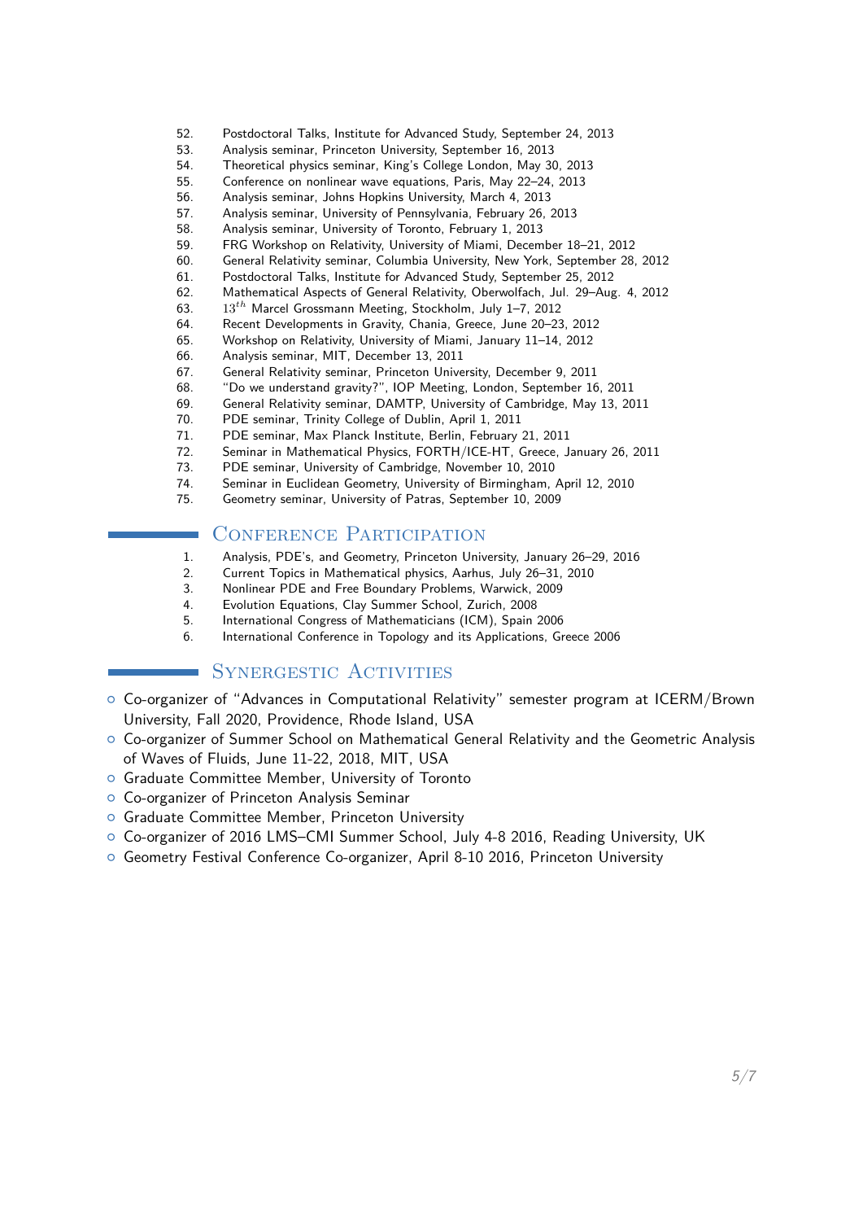52. Postdoctoral Talks, Institute for Advanced Study, September 24, 2013
53. Analysis seminar, Princeton University, September 16, 2013
54. Theoretical physics seminar, King's College London, May 30, 2013
55. Conference on nonlinear wave equations, Paris, May 22–24, 2013
56. Analysis seminar, Johns Hopkins University, March 4, 2013
57. Analysis seminar, University of Pennsylvania, February 26, 2013
58. Analysis seminar, University of Toronto, February 1, 2013
59. FRG Workshop on Relativity, University of Miami, December 18–21, 2012
60. General Relativity seminar, Columbia University, New York, September 28, 2012
61. Postdoctoral Talks, Institute for Advanced Study, September 25, 2012
62. Mathematical Aspects of General Relativity, Oberwolfach, Jul. 29–Aug. 4, 2012
63. $13^{th}$ Marcel Grossmann Meeting, Stockholm, July 1–7, 2012
64. Recent Developments in Gravity, Chania, Greece, June 20–23, 2012
65. Workshop on Relativity, University of Miami, January 11–14, 2012
66. Analysis seminar, MIT, December 13, 2011
67. General Relativity seminar, Princeton University, December 9, 2011
68. "Do we understand gravity?", IOP Meeting, London, September 16, 2011
69. General Relativity seminar, DAMTP, University of Cambridge, May 13, 2011
70. PDE seminar, Trinity College of Dublin, April 1, 2011
71. PDE seminar, Max Planck Institute, Berlin, February 21, 2011
72. Seminar in Mathematical Physics, FORTH/ICE-HT, Greece, January 26, 2011
73. PDE seminar, University of Cambridge, November 10, 2010
74. Seminar in Euclidean Geometry, University of Birmingham, April 12, 2010
75. Geometry seminar, University of Patras, September 10, 2009

## Conference Participation

1. Analysis, PDE's, and Geometry, Princeton University, January 26–29, 2016
2. Current Topics in Mathematical physics, Aarhus, July 26–31, 2010
3. Nonlinear PDE and Free Boundary Problems, Warwick, 2009
4. Evolution Equations, Clay Summer School, Zurich, 2008
5. International Congress of Mathematicians (ICM), Spain 2006
6. International Conference in Topology and its Applications, Greece 2006

## Synergestic Activities

- Co-organizer of "Advances in Computational Relativity" semester program at ICERM/Brown University, Fall 2020, Providence, Rhode Island, USA
- Co-organizer of Summer School on Mathematical General Relativity and the Geometric Analysis of Waves of Fluids, June 11-22, 2018, MIT, USA
- Graduate Committee Member, University of Toronto
- Co-organizer of Princeton Analysis Seminar
- Graduate Committee Member, Princeton University
- Co-organizer of 2016 LMS–CMI Summer School, July 4-8 2016, Reading University, UK
- Geometry Festival Conference Co-organizer, April 8-10 2016, Princeton University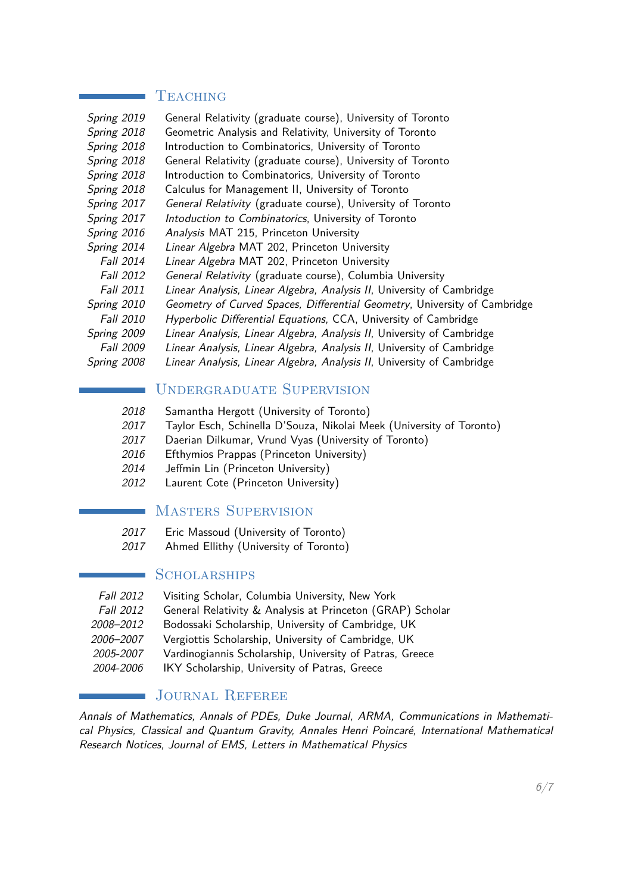## Teaching

*Spring 2019* General Relativity (graduate course), University of Toronto
*Spring 2018* Geometric Analysis and Relativity, University of Toronto
*Spring 2018* Introduction to Combinatorics, University of Toronto
*Spring 2018* General Relativity (graduate course), University of Toronto
*Spring 2018* Introduction to Combinatorics, University of Toronto
*Spring 2018* Calculus for Management II, University of Toronto
*Spring 2017* *General Relativity* (graduate course), University of Toronto
*Spring 2017* *Intoduction to Combinatorics*, University of Toronto
*Spring 2016* *Analysis* MAT 215, Princeton University
*Spring 2014* *Linear Algebra* MAT 202, Princeton University
*Fall 2014* *Linear Algebra* MAT 202, Princeton University
*Fall 2012* *General Relativity* (graduate course), Columbia University
*Fall 2011* *Linear Analysis, Linear Algebra, Analysis II*, University of Cambridge
*Spring 2010* *Geometry of Curved Spaces, Differential Geometry*, University of Cambridge
*Fall 2010* *Hyperbolic Differential Equations*, CCA, University of Cambridge
*Spring 2009* *Linear Analysis, Linear Algebra, Analysis II*, University of Cambridge
*Fall 2009* *Linear Analysis, Linear Algebra, Analysis II*, University of Cambridge
*Spring 2008* *Linear Analysis, Linear Algebra, Analysis II*, University of Cambridge

## Undergraduate Supervision

*2018* Samantha Hergott (University of Toronto)
*2017* Taylor Esch, Schinella D'Souza, Nikolai Meek (University of Toronto)
*2017* Daerian Dilkumar, Vrund Vyas (University of Toronto)
*2016* Efthymios Prappas (Princeton University)
*2014* Jeffmin Lin (Princeton University)
*2012* Laurent Cote (Princeton University)

## Masters Supervision

*2017* Eric Massoud (University of Toronto)
*2017* Ahmed Ellithy (University of Toronto)

## Scholarships

*Fall 2012* Visiting Scholar, Columbia University, New York
*Fall 2012* General Relativity & Analysis at Princeton (GRAP) Scholar
*2008–2012* Bodossaki Scholarship, University of Cambridge, UK
*2006–2007* Vergiottis Scholarship, University of Cambridge, UK
*2005-2007* Vardinogiannis Scholarship, University of Patras, Greece
*2004-2006* IKY Scholarship, University of Patras, Greece

## Journal Referee

*Annals of Mathematics, Annals of PDEs, Duke Journal, ARMA, Communications in Mathematical Physics, Classical and Quantum Gravity, Annales Henri Poincaré, International Mathematical Research Notices, Journal of EMS, Letters in Mathematical Physics*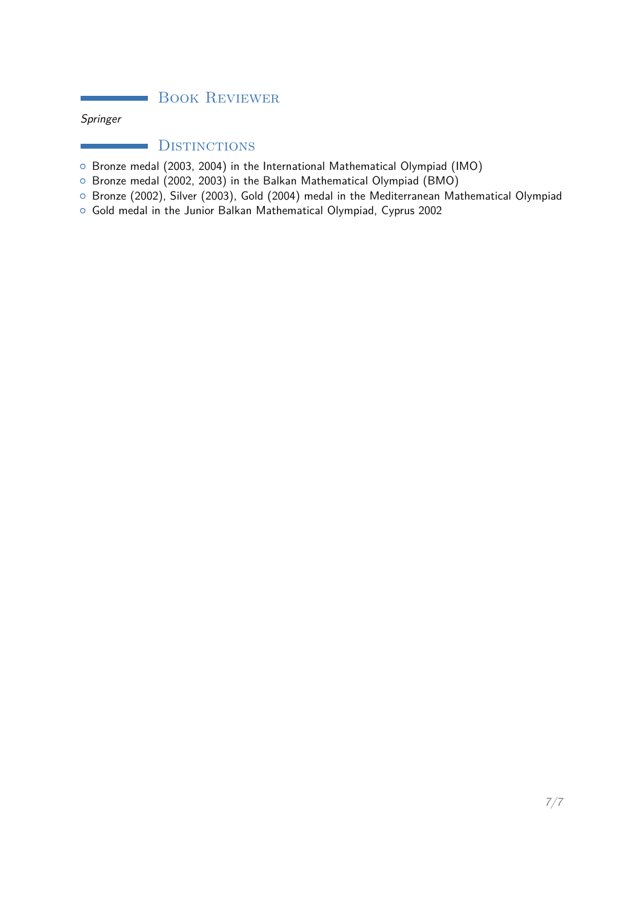## Book Reviewer

*Springer*

## Distinctions

- Bronze medal (2003, 2004) in the International Mathematical Olympiad (IMO)
- Bronze medal (2002, 2003) in the Balkan Mathematical Olympiad (BMO)
- Bronze (2002), Silver (2003), Gold (2004) medal in the Mediterranean Mathematical Olympiad
- Gold medal in the Junior Balkan Mathematical Olympiad, Cyprus 2002